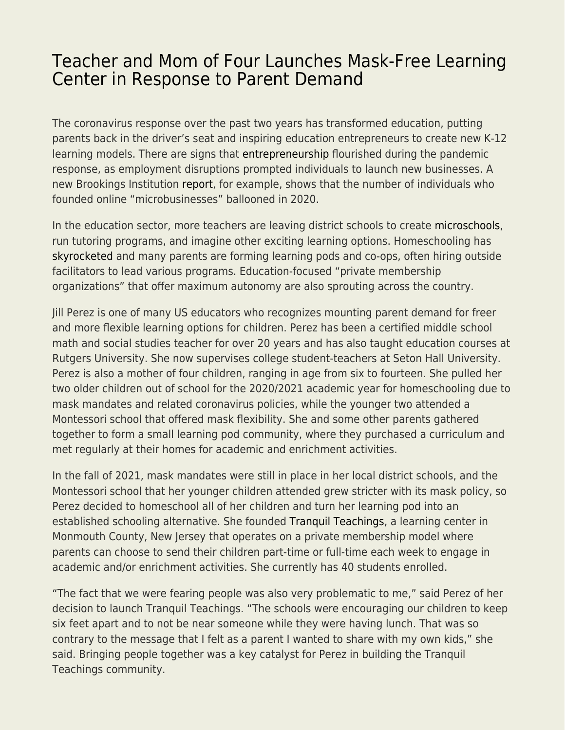# Teacher and Mom of Four Launches Mask-Free Learning Center in Response to Parent Demand

The coronavirus response over the past two years has transformed education, putting parents back in the driver's seat and inspiring education entrepreneurs to create new K-12 learning models. There are signs that entrepreneurship flourished during the pandemic response, as employment disruptions prompted individuals to launch new businesses. A new Brookings Institution report, for example, shows that the number of individuals who founded online "microbusinesses" ballooned in 2020.

In the education sector, more teachers are leaving district schools to create microschools, run tutoring programs, and imagine other exciting learning options. Homeschooling has skyrocketed and many parents are forming learning pods and co-ops, often hiring outside facilitators to lead various programs. Education-focused "private membership organizations" that offer maximum autonomy are also sprouting across the country.

Jill Perez is one of many US educators who recognizes mounting parent demand for freer and more flexible learning options for children. Perez has been a certified middle school math and social studies teacher for over 20 years and has also taught education courses at Rutgers University. She now supervises college student-teachers at Seton Hall University. Perez is also a mother of four children, ranging in age from six to fourteen. She pulled her two older children out of school for the 2020/2021 academic year for homeschooling due to mask mandates and related coronavirus policies, while the younger two attended a Montessori school that offered mask flexibility. She and some other parents gathered together to form a small learning pod community, where they purchased a curriculum and met regularly at their homes for academic and enrichment activities.

In the fall of 2021, mask mandates were still in place in her local district schools, and the Montessori school that her younger children attended grew stricter with its mask policy, so Perez decided to homeschool all of her children and turn her learning pod into an established schooling alternative. She founded Tranquil Teachings, a learning center in Monmouth County, New Jersey that operates on a private membership model where parents can choose to send their children part-time or full-time each week to engage in academic and/or enrichment activities. She currently has 40 students enrolled.

"The fact that we were fearing people was also very problematic to me," said Perez of her decision to launch Tranquil Teachings. "The schools were encouraging our children to keep six feet apart and to not be near someone while they were having lunch. That was so contrary to the message that I felt as a parent I wanted to share with my own kids," she said. Bringing people together was a key catalyst for Perez in building the Tranquil Teachings community.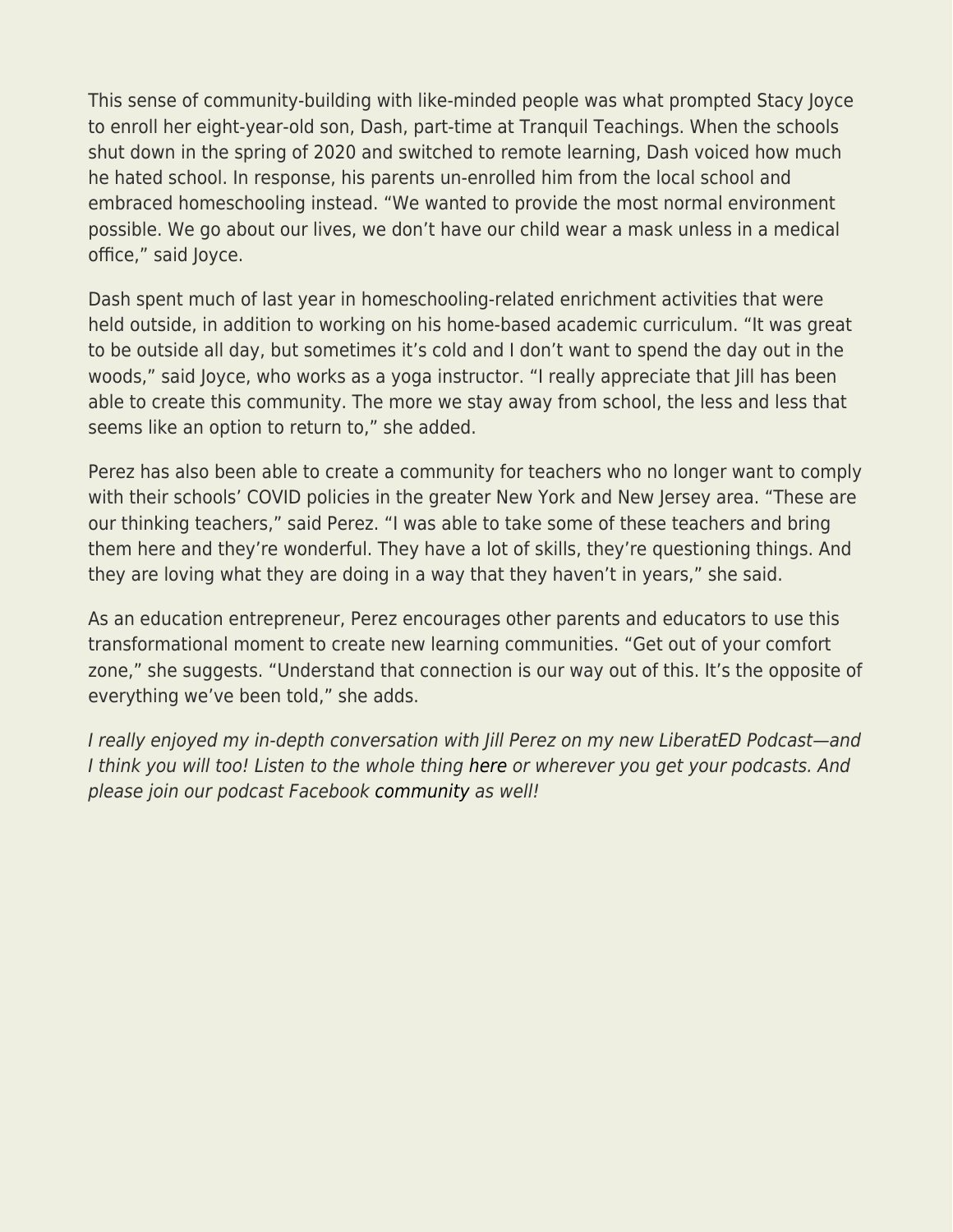This sense of community-building with like-minded people was what prompted Stacy Joyce to enroll her eight-year-old son, Dash, part-time at Tranquil Teachings. When the schools shut down in the spring of 2020 and switched to remote learning, Dash voiced how much he hated school. In response, his parents un-enrolled him from the local school and embraced homeschooling instead. "We wanted to provide the most normal environment possible. We go about our lives, we don't have our child wear a mask unless in a medical office," said Joyce.

Dash spent much of last year in homeschooling-related enrichment activities that were held outside, in addition to working on his home-based academic curriculum. "It was great to be outside all day, but sometimes it's cold and I don't want to spend the day out in the woods," said Joyce, who works as a yoga instructor. "I really appreciate that Jill has been able to create this community. The more we stay away from school, the less and less that seems like an option to return to," she added.

Perez has also been able to create a community for teachers who no longer want to comply with their schools' COVID policies in the greater New York and New Jersey area. "These are our thinking teachers," said Perez. "I was able to take some of these teachers and bring them here and they're wonderful. They have a lot of skills, they're questioning things. And they are loving what they are doing in a way that they haven't in years," she said.

As an education entrepreneur, Perez encourages other parents and educators to use this transformational moment to create new learning communities. "Get out of your comfort zone," she suggests. "Understand that connection is our way out of this. It's the opposite of everything we've been told," she adds.

*I really enjoyed my in-depth conversation with Jill Perez on my new LiberatED Podcast—and I think you will too! Listen to the whole thing* here *or wherever you get your podcasts. And please join our podcast Facebook* community *as well!*